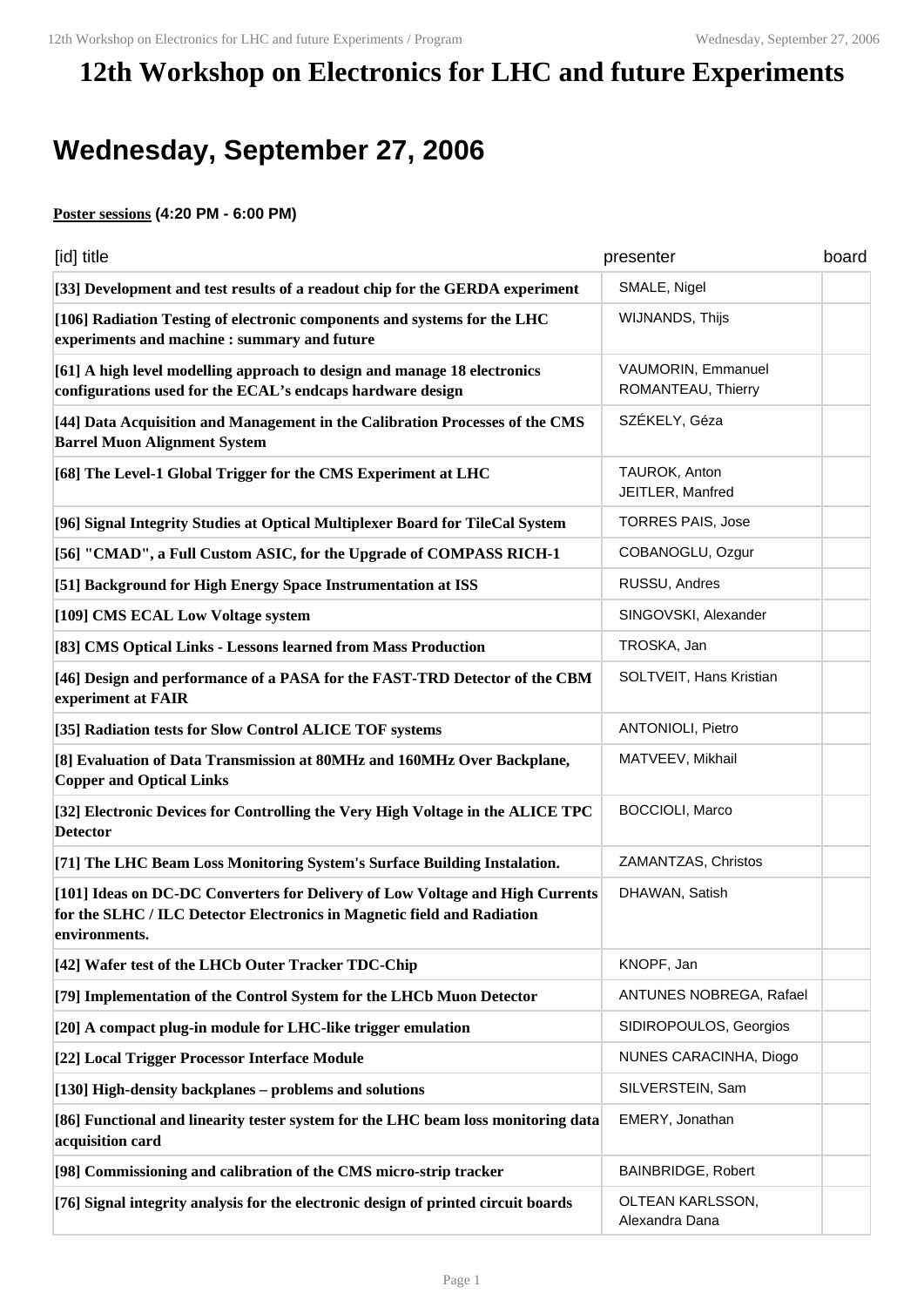# 12th Workshop on Electronics for LHC and future Experiments

## Wednesday, September 27, 2006

**Poster sessions (4:20 PM - 6:00 PM)**

| [id] title | presenter | board |
|---|---|---|
| **[33] Development and test results of a readout chip for the GERDA experiment** | SMALE, Nigel | |
| **[106] Radiation Testing of electronic components and systems for the LHC experiments and machine : summary and future** | WIJNANDS, Thijs | |
| **[61] A high level modelling approach to design and manage 18 electronics configurations used for the ECAL's endcaps hardware design** | VAUMORIN, Emmanuel<br>ROMANTEAU, Thierry | |
| **[44] Data Acquisition and Management in the Calibration Processes of the CMS Barrel Muon Alignment System** | SZÉKELY, Géza | |
| **[68] The Level-1 Global Trigger for the CMS Experiment at LHC** | TAUROK, Anton<br>JEITLER, Manfred | |
| **[96] Signal Integrity Studies at Optical Multiplexer Board for TileCal System** | TORRES PAIS, Jose | |
| **[56] "CMAD", a Full Custom ASIC, for the Upgrade of COMPASS RICH-1** | COBANOGLU, Ozgur | |
| **[51] Background for High Energy Space Instrumentation at ISS** | RUSSU, Andres | |
| **[109] CMS ECAL Low Voltage system** | SINGOVSKI, Alexander | |
| **[83] CMS Optical Links - Lessons learned from Mass Production** | TROSKA, Jan | |
| **[46] Design and performance of a PASA for the FAST-TRD Detector of the CBM experiment at FAIR** | SOLTVEIT, Hans Kristian | |
| **[35] Radiation tests for Slow Control ALICE TOF systems** | ANTONIOLI, Pietro | |
| **[8] Evaluation of Data Transmission at 80MHz and 160MHz Over Backplane, Copper and Optical Links** | MATVEEV, Mikhail | |
| **[32] Electronic Devices for Controlling the Very High Voltage in the ALICE TPC Detector** | BOCCIOLI, Marco | |
| **[71] The LHC Beam Loss Monitoring System's Surface Building Instalation.** | ZAMANTZAS, Christos | |
| **[101] Ideas on DC-DC Converters for Delivery of Low Voltage and High Currents for the SLHC / ILC Detector Electronics in Magnetic field and Radiation environments.** | DHAWAN, Satish | |
| **[42] Wafer test of the LHCb Outer Tracker TDC-Chip** | KNOPF, Jan | |
| **[79] Implementation of the Control System for the LHCb Muon Detector** | ANTUNES NOBREGA, Rafael | |
| **[20] A compact plug-in module for LHC-like trigger emulation** | SIDIROPOULOS, Georgios | |
| **[22] Local Trigger Processor Interface Module** | NUNES CARACINHA, Diogo | |
| **[130] High-density backplanes – problems and solutions** | SILVERSTEIN, Sam | |
| **[86] Functional and linearity tester system for the LHC beam loss monitoring data acquisition card** | EMERY, Jonathan | |
| **[98] Commissioning and calibration of the CMS micro-strip tracker** | BAINBRIDGE, Robert | |
| **[76] Signal integrity analysis for the electronic design of printed circuit boards** | OLTEAN KARLSSON, Alexandra Dana | |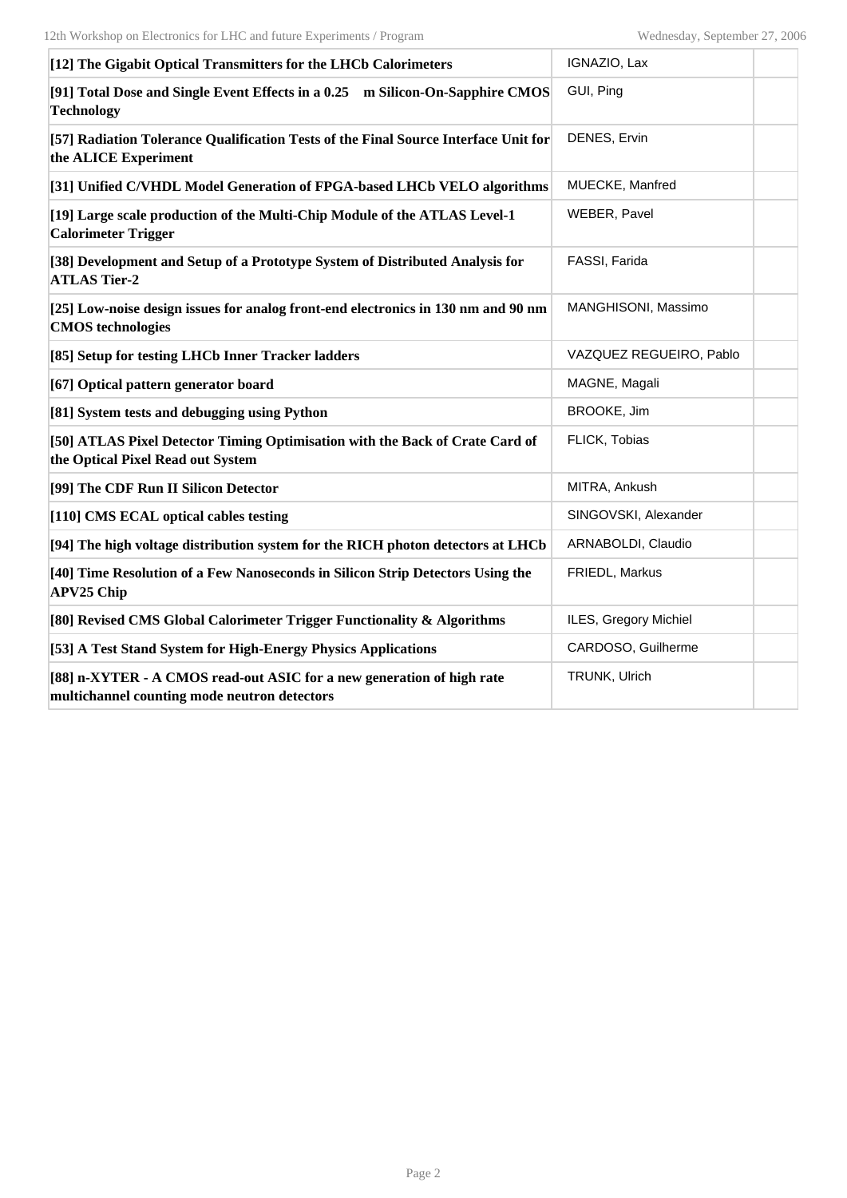| | | |
|---|---|---|
| **[12] The Gigabit Optical Transmitters for the LHCb Calorimeters** | IGNAZIO, Lax | |
| **[91] Total Dose and Single Event Effects in a 0.25 m Silicon-On-Sapphire CMOS Technology** | GUI, Ping | |
| **[57] Radiation Tolerance Qualification Tests of the Final Source Interface Unit for the ALICE Experiment** | DENES, Ervin | |
| **[31] Unified C/VHDL Model Generation of FPGA-based LHCb VELO algorithms** | MUECKE, Manfred | |
| **[19] Large scale production of the Multi-Chip Module of the ATLAS Level-1 Calorimeter Trigger** | WEBER, Pavel | |
| **[38] Development and Setup of a Prototype System of Distributed Analysis for ATLAS Tier-2** | FASSI, Farida | |
| **[25] Low-noise design issues for analog front-end electronics in 130 nm and 90 nm CMOS technologies** | MANGHISONI, Massimo | |
| **[85] Setup for testing LHCb Inner Tracker ladders** | VAZQUEZ REGUEIRO, Pablo | |
| **[67] Optical pattern generator board** | MAGNE, Magali | |
| **[81] System tests and debugging using Python** | BROOKE, Jim | |
| **[50] ATLAS Pixel Detector Timing Optimisation with the Back of Crate Card of the Optical Pixel Read out System** | FLICK, Tobias | |
| **[99] The CDF Run II Silicon Detector** | MITRA, Ankush | |
| **[110] CMS ECAL optical cables testing** | SINGOVSKI, Alexander | |
| **[94] The high voltage distribution system for the RICH photon detectors at LHCb** | ARNABOLDI, Claudio | |
| **[40] Time Resolution of a Few Nanoseconds in Silicon Strip Detectors Using the APV25 Chip** | FRIEDL, Markus | |
| **[80] Revised CMS Global Calorimeter Trigger Functionality & Algorithms** | ILES, Gregory Michiel | |
| **[53] A Test Stand System for High-Energy Physics Applications** | CARDOSO, Guilherme | |
| **[88] n-XYTER - A CMOS read-out ASIC for a new generation of high rate multichannel counting mode neutron detectors** | TRUNK, Ulrich | |